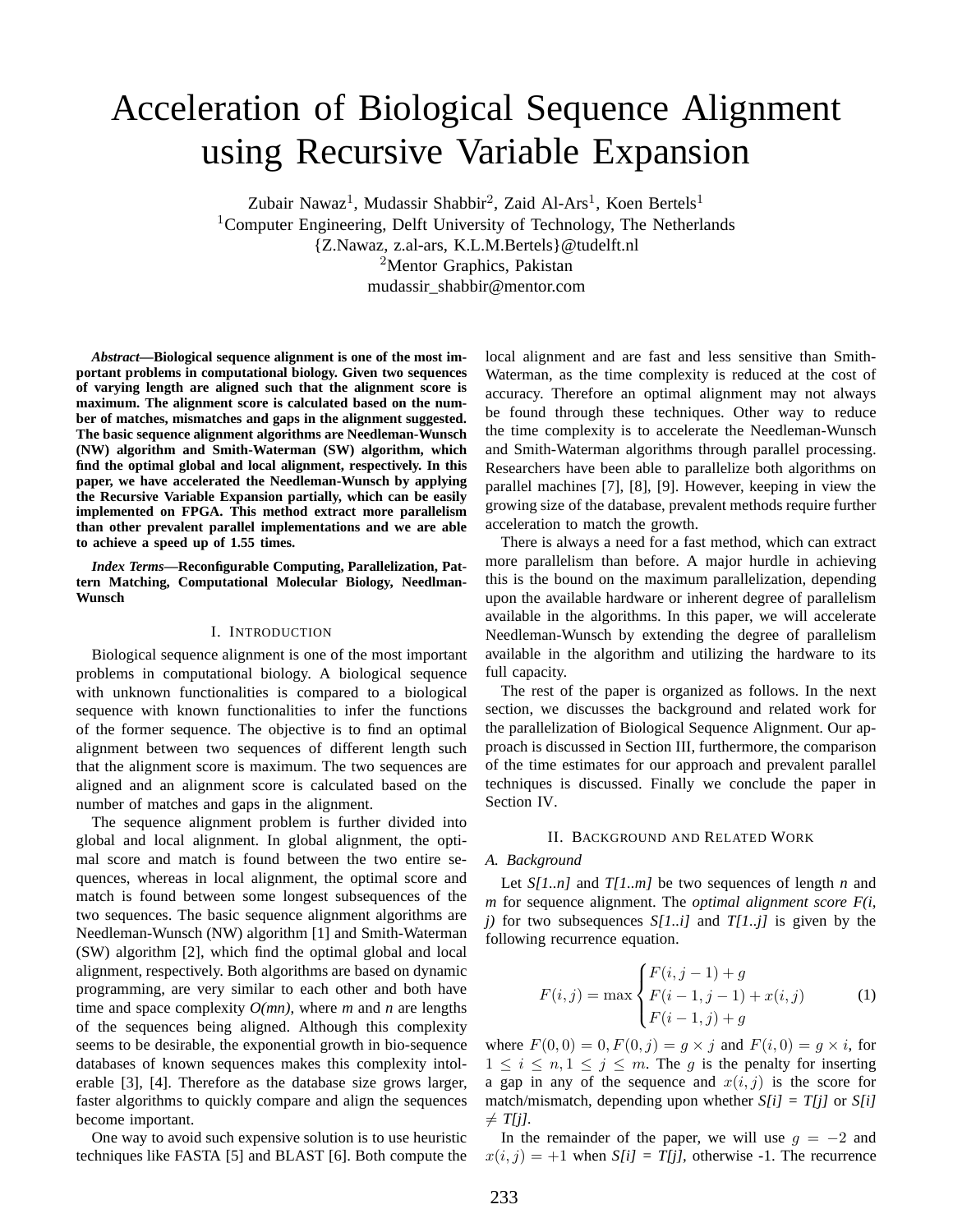# Acceleration of Biological Sequence Alignment using Recursive Variable Expansion

Zubair Nawaz[1], Mudassir Shabbir[2], Zaid Al-Ars[1], Koen Bertels[1]

[1]Computer Engineering, Delft University of Technology, The Netherlands

{Z.Nawaz, z.al-ars, K.L.M.Bertels}@tudelft.nl

[2]Mentor Graphics, Pakistan

mudassir_shabbir@mentor.com

***Abstract*—Biological sequence alignment is one of the most important problems in computational biology. Given two sequences of varying length are aligned such that the alignment score is maximum. The alignment score is calculated based on the number of matches, mismatches and gaps in the alignment suggested. The basic sequence alignment algorithms are Needleman-Wunsch (NW) algorithm and Smith-Waterman (SW) algorithm, which find the optimal global and local alignment, respectively. In this paper, we have accelerated the Needleman-Wunsch by applying the Recursive Variable Expansion partially, which can be easily implemented on FPGA. This method extract more parallelism than other prevalent parallel implementations and we are able to achieve a speed up of 1.55 times.**

***Index Terms*—Reconfigurable Computing, Parallelization, Pattern Matching, Computational Molecular Biology, Needlman-Wunsch**

## I. Introduction

Biological sequence alignment is one of the most important problems in computational biology. A biological sequence with unknown functionalities is compared to a biological sequence with known functionalities to infer the functions of the former sequence. The objective is to find an optimal alignment between two sequences of different length such that the alignment score is maximum. The two sequences are aligned and an alignment score is calculated based on the number of matches and gaps in the alignment.

The sequence alignment problem is further divided into global and local alignment. In global alignment, the optimal score and match is found between the two entire sequences, whereas in local alignment, the optimal score and match is found between some longest subsequences of the two sequences. The basic sequence alignment algorithms are Needleman-Wunsch (NW) algorithm [1] and Smith-Waterman (SW) algorithm [2], which find the optimal global and local alignment, respectively. Both algorithms are based on dynamic programming, are very similar to each other and both have time and space complexity *O(mn)*, where *m* and *n* are lengths of the sequences being aligned. Although this complexity seems to be desirable, the exponential growth in bio-sequence databases of known sequences makes this complexity intolerable [3], [4]. Therefore as the database size grows larger, faster algorithms to quickly compare and align the sequences become important.

One way to avoid such expensive solution is to use heuristic techniques like FASTA [5] and BLAST [6]. Both compute the local alignment and are fast and less sensitive than Smith-Waterman, as the time complexity is reduced at the cost of accuracy. Therefore an optimal alignment may not always be found through these techniques. Other way to reduce the time complexity is to accelerate the Needleman-Wunsch and Smith-Waterman algorithms through parallel processing. Researchers have been able to parallelize both algorithms on parallel machines [7], [8], [9]. However, keeping in view the growing size of the database, prevalent methods require further acceleration to match the growth.

There is always a need for a fast method, which can extract more parallelism than before. A major hurdle in achieving this is the bound on the maximum parallelization, depending upon the available hardware or inherent degree of parallelism available in the algorithms. In this paper, we will accelerate Needleman-Wunsch by extending the degree of parallelism available in the algorithm and utilizing the hardware to its full capacity.

The rest of the paper is organized as follows. In the next section, we discusses the background and related work for the parallelization of Biological Sequence Alignment. Our approach is discussed in Section III, furthermore, the comparison of the time estimates for our approach and prevalent parallel techniques is discussed. Finally we conclude the paper in Section IV.

## II. Background and Related Work

### A. Background

Let *S[1..n]* and *T[1..m]* be two sequences of length *n* and *m* for sequence alignment. The *optimal alignment score F(i, j)* for two subsequences *S[1..i]* and *T[1..j]* is given by the following recurrence equation.

$$F(i,j) = \max \begin{cases} F(i,j-1) + g \\ F(i-1,j-1) + x(i,j) \\ F(i-1,j) + g \end{cases} \tag{1}$$

where $F(0,0) = 0, F(0,j) = g \times j$ and $F(i,0) = g \times i$, for $1 \leq i \leq n, 1 \leq j \leq m$. The $g$ is the penalty for inserting a gap in any of the sequence and $x(i,j)$ is the score for match/mismatch, depending upon whether *S[i] = T[j]* or *S[i] ≠ T[j]*.

In the remainder of the paper, we will use $g = -2$ and $x(i,j) = +1$ when *S[i] = T[j]*, otherwise -1. The recurrence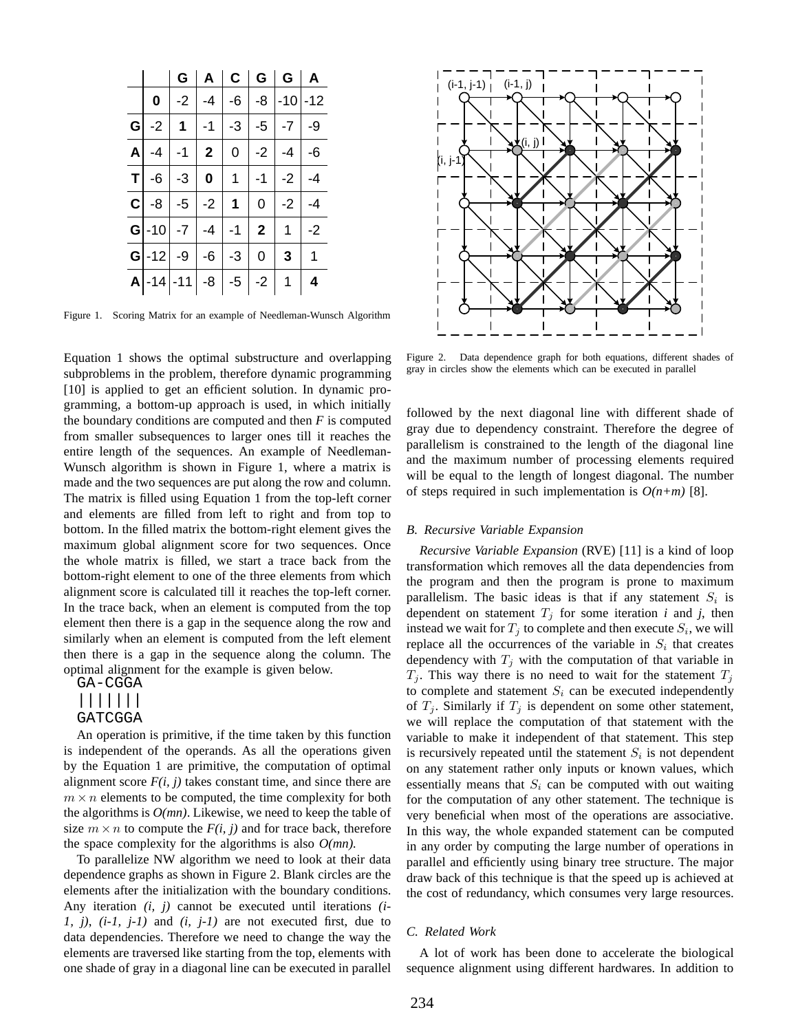|   |   | G | A | C | G | G | A |
|---|---|---|---|---|---|---|---|
|   | **0** | -2 | -4 | -6 | -8 | -10 | -12 |
| **G** | -2 | **1** | -1 | -3 | -5 | -7 | -9 |
| **A** | -4 | -1 | **2** | 0 | -2 | -4 | -6 |
| **T** | -6 | -3 | **0** | 1 | -1 | -2 | -4 |
| **C** | -8 | -5 | -2 | **1** | 0 | -2 | -4 |
| **G** | -10 | -7 | -4 | -1 | **2** | 1 | -2 |
| **G** | -12 | -9 | -6 | -3 | 0 | **3** | 1 |
| **A** | -14 | -11 | -8 | -5 | -2 | 1 | **4** |

Figure 1. Scoring Matrix for an example of Needleman-Wunsch Algorithm

Equation 1 shows the optimal substructure and overlapping subproblems in the problem, therefore dynamic programming [10] is applied to get an efficient solution. In dynamic programming, a bottom-up approach is used, in which initially the boundary conditions are computed and then *F* is computed from smaller subsequences to larger ones till it reaches the entire length of the sequences. An example of Needleman-Wunsch algorithm is shown in Figure 1, where a matrix is made and the two sequences are put along the row and column. The matrix is filled using Equation 1 from the top-left corner and elements are filled from left to right and from top to bottom. In the filled matrix the bottom-right element gives the maximum global alignment score for two sequences. Once the whole matrix is filled, we start a trace back from the bottom-right element to one of the three elements from which alignment score is calculated till it reaches the top-left corner. In the trace back, when an element is computed from the top element then there is a gap in the sequence along the row and similarly when an element is computed from the left element then there is a gap in the sequence along the column. The optimal alignment for the example is given below.

```
GA-CGGA
|||||||
GATCGGA
```

An operation is primitive, if the time taken by this function is independent of the operands. As all the operations given by the Equation 1 are primitive, the computation of optimal alignment score *F(i, j)* takes constant time, and since there are $m \times n$ elements to be computed, the time complexity for both the algorithms is *O(mn)*. Likewise, we need to keep the table of size $m \times n$ to compute the *F(i, j)* and for trace back, therefore the space complexity for the algorithms is also *O(mn)*.

To parallelize NW algorithm we need to look at their data dependence graphs as shown in Figure 2. Blank circles are the elements after the initialization with the boundary conditions. Any iteration *(i, j)* cannot be executed until iterations *(i-1, j)*, *(i-1, j-1)* and *(i, j-1)* are not executed first, due to data dependencies. Therefore we need to change the way the elements are traversed like starting from the top, elements with one shade of gray in a diagonal line can be executed in parallel followed by the next diagonal line with different shade of gray due to dependency constraint. Therefore the degree of parallelism is constrained to the length of the diagonal line and the maximum number of processing elements required will be equal to the length of longest diagonal. The number of steps required in such implementation is *O(n+m)* [8].

Figure 2. Data dependence graph for both equations, different shades of gray in circles show the elements which can be executed in parallel

### B. Recursive Variable Expansion

*Recursive Variable Expansion* (RVE) [11] is a kind of loop transformation which removes all the data dependencies from the program and then the program is prone to maximum parallelism. The basic ideas is that if any statement $S_i$ is dependent on statement $T_j$ for some iteration *i* and *j*, then instead we wait for $T_j$ to complete and then execute $S_i$, we will replace all the occurrences of the variable in $S_i$ that creates dependency with $T_j$ with the computation of that variable in $T_j$. This way there is no need to wait for the statement $T_j$ to complete and statement $S_i$ can be executed independently of $T_j$. Similarly if $T_j$ is dependent on some other statement, we will replace the computation of that statement with the variable to make it independent of that statement. This step is recursively repeated until the statement $S_i$ is not dependent on any statement rather only inputs or known values, which essentially means that $S_i$ can be computed with out waiting for the computation of any other statement. The technique is very beneficial when most of the operations are associative. In this way, the whole expanded statement can be computed in any order by computing the large number of operations in parallel and efficiently using binary tree structure. The major draw back of this technique is that the speed up is achieved at the cost of redundancy, which consumes very large resources.

### C. Related Work

A lot of work has been done to accelerate the biological sequence alignment using different hardwares. In addition to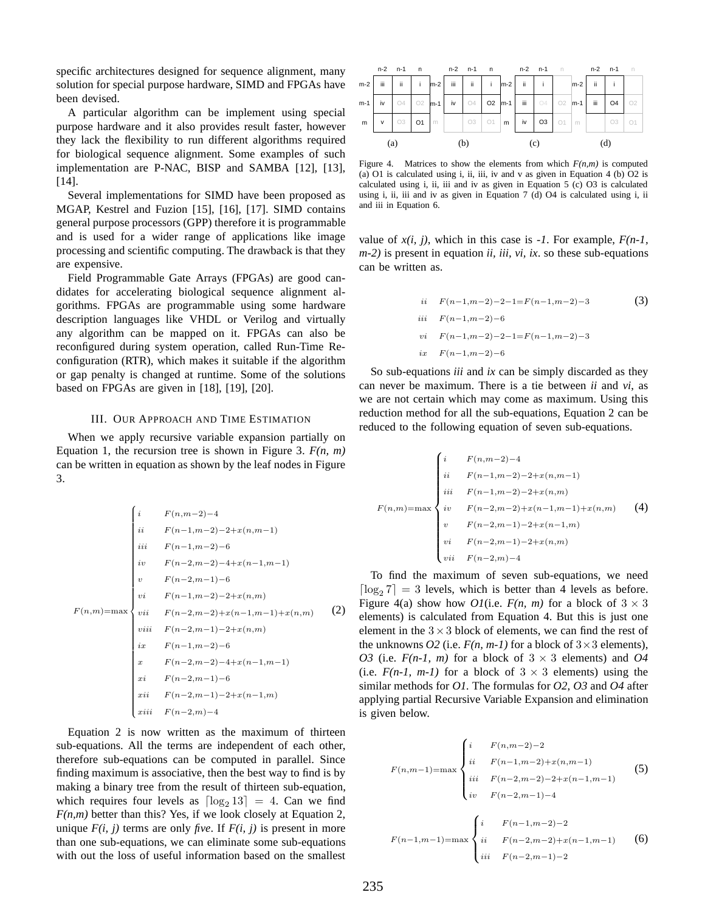specific architectures designed for sequence alignment, many solution for special purpose hardware, SIMD and FPGAs have been devised.

A particular algorithm can be implement using special purpose hardware and it also provides result faster, however they lack the flexibility to run different algorithms required for biological sequence alignment. Some examples of such implementation are P-NAC, BISP and SAMBA [12], [13], [14].

Several implementations for SIMD have been proposed as MGAP, Kestrel and Fuzion [15], [16], [17]. SIMD contains general purpose processors (GPP) therefore it is programmable and is used for a wider range of applications like image processing and scientific computing. The drawback is that they are expensive.

Field Programmable Gate Arrays (FPGAs) are good candidates for accelerating biological sequence alignment algorithms. FPGAs are programmable using some hardware description languages like VHDL or Verilog and virtually any algorithm can be mapped on it. FPGAs can also be reconfigured during system operation, called Run-Time Reconfiguration (RTR), which makes it suitable if the algorithm or gap penalty is changed at runtime. Some of the solutions based on FPGAs are given in [18], [19], [20].

## III. Our Approach and Time Estimation

When we apply recursive variable expansion partially on Equation 1, the recursion tree is shown in Figure 3. *F(n, m)* can be written in equation as shown by the leaf nodes in Figure 3.

$$F(n,m) = \max \begin{cases} i & F(n,m-2)-4 \\ ii & F(n-1,m-2)-2+x(n,m-1) \\ iii & F(n-1,m-2)-6 \\ iv & F(n-2,m-2)-4+x(n-1,m-1) \\ v & F(n-2,m-1)-6 \\ vi & F(n-1,m-2)-2+x(n,m) \\ vii & F(n-2,m-2)+x(n-1,m-1)+x(n,m) \\ viii & F(n-2,m-1)-2+x(n,m) \\ ix & F(n-1,m-2)-6 \\ x & F(n-2,m-2)-4+x(n-1,m-1) \\ xi & F(n-2,m-1)-6 \\ xii & F(n-2,m-1)-2+x(n-1,m) \\ xiii & F(n-2,m)-4 \end{cases} \quad (2)$$

Equation 2 is now written as the maximum of thirteen sub-equations. All the terms are independent of each other, therefore sub-equations can be computed in parallel. Since finding maximum is associative, then the best way to find is by making a binary tree from the result of thirteen sub-equation, which requires four levels as $\lceil \log_2 13 \rceil = 4$. Can we find *F(n,m)* better than this? Yes, if we look closely at Equation 2, unique *F(i, j)* terms are only *five*. If *F(i, j)* is present in more than one sub-equations, we can eliminate some sub-equations with out the loss of useful information based on the smallest value of *x(i, j)*, which in this case is *-1*. For example, *F(n-1, m-2)* is present in equation *ii, iii, vi, ix*. so these sub-equations can be written as.

$$\begin{array}{ll} ii & F(n-1,m-2)-2-1=F(n-1,m-2)-3 \\ iii & F(n-1,m-2)-6 \\ vi & F(n-1,m-2)-2-1=F(n-1,m-2)-3 \\ ix & F(n-1,m-2)-6 \end{array} \quad (3)$$

So sub-equations *iii* and *ix* can be simply discarded as they can never be maximum. There is a tie between *ii* and *vi*, as we are not certain which may come as maximum. Using this reduction method for all the sub-equations, Equation 2 can be reduced to the following equation of seven sub-equations.

$$F(n,m) = \max \begin{cases} i & F(n,m-2)-4 \\ ii & F(n-1,m-2)-2+x(n,m-1) \\ iii & F(n-1,m-2)-2+x(n,m) \\ iv & F(n-2,m-2)+x(n-1,m-1)+x(n,m) \\ v & F(n-2,m-1)-2+x(n-1,m) \\ vi & F(n-2,m-1)-2+x(n,m) \\ vii & F(n-2,m)-4 \end{cases} \quad (4)$$

To find the maximum of seven sub-equations, we need $\lceil \log_2 7 \rceil = 3$ levels, which is better than 4 levels as before. Figure 4(a) show how *O1*(i.e. *F(n, m)* for a block of $3 \times 3$ elements) is calculated from Equation 4. But this is just one element in the $3 \times 3$ block of elements, we can find the rest of the unknowns *O2* (i.e. *F(n, m-1)* for a block of $3 \times 3$ elements), *O3* (i.e. *F(n-1, m)* for a block of $3 \times 3$ elements) and *O4* (i.e. *F(n-1, m-1)* for a block of $3 \times 3$ elements) using the similar methods for *O1*. The formulas for *O2*, *O3* and *O4* after applying partial Recursive Variable Expansion and elimination is given below.

$$F(n,m-1) = \max \begin{cases} i & F(n,m-2)-2 \\ ii & F(n-1,m-2)+x(n,m-1) \\ iii & F(n-2,m-2)-2+x(n-1,m-1) \\ iv & F(n-2,m-1)-4 \end{cases} \quad (5)$$

$$F(n-1,m-1) = \max \begin{cases} i & F(n-1,m-2)-2 \\ ii & F(n-2,m-2)+x(n-1,m-1) \\ iii & F(n-2,m-1)-2 \end{cases} \quad (6)$$

| | n-2 | n-1 | n |
|---|---|---|---|
| m-2 | iii | ii | i |
| m-1 | iv | O4 | O2 |
| m | v | O3 | O1 |

(a)

| | n-2 | n-1 | n |
|---|---|---|---|
| m-2 | iii | ii | i |
| m-1 | iv | O4 | O2 |
| m | | O3 | O1 |

(b)

| | n-2 | n-1 | n |
|---|---|---|---|
| m-2 | ii | i | |
| m-1 | iii | O4 | O2 |
| m | iv | O3 | O1 |

(c)

| | n-2 | n-1 | n |
|---|---|---|---|
| m-2 | ii | i | |
| m-1 | iii | O4 | O2 |
| m | | O3 | O1 |

(d)

Figure 4. Matrices to show the elements from which *F(n,m)* is computed (a) O1 is calculated using i, ii, iii, iv and v as given in Equation 4 (b) O2 is calculated using i, ii, iii and iv as given in Equation 5 (c) O3 is calculated using i, ii, iii and iv as given in Equation 7 (d) O4 is calculated using i, ii and iii in Equation 6.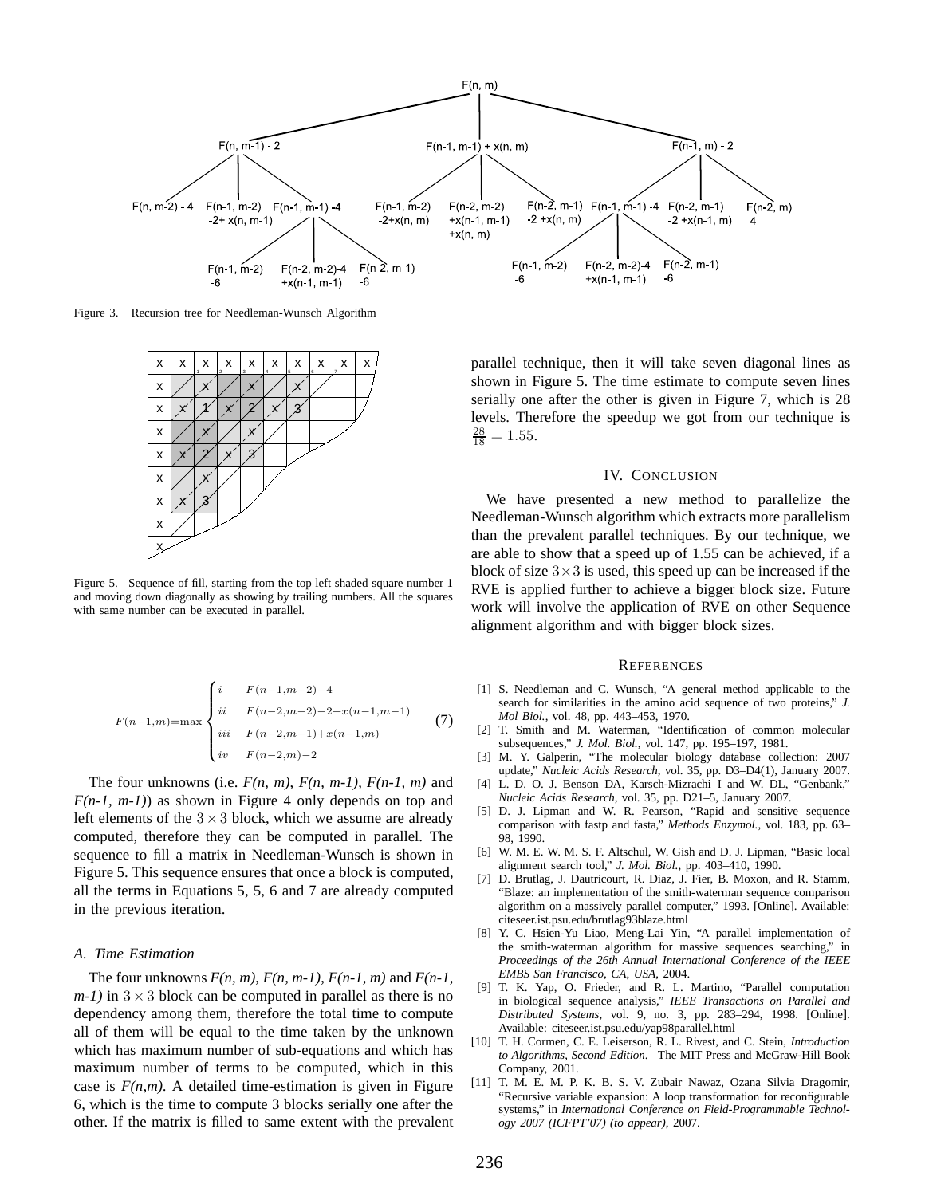Figure 3. Recursion tree for Needleman-Wunsch Algorithm

Figure 5. Sequence of fill, starting from the top left shaded square number 1 and moving down diagonally as showing by trailing numbers. All the squares with same number can be executed in parallel.

$$F(n-1,m) = \max \begin{cases} i & F(n-1,m-2)-4 \\ ii & F(n-2,m-2)-2+x(n-1,m-1) \\ iii & F(n-2,m-1)+x(n-1,m) \\ iv & F(n-2,m)-2 \end{cases} \quad (7)$$

The four unknowns (i.e. *F(n, m)*, *F(n, m-1)*, *F(n-1, m)* and *F(n-1, m-1)*) as shown in Figure 4 only depends on top and left elements of the $3 \times 3$ block, which we assume are already computed, therefore they can be computed in parallel. The sequence to fill a matrix in Needleman-Wunsch is shown in Figure 5. This sequence ensures that once a block is computed, all the terms in Equations 5, 5, 6 and 7 are already computed in the previous iteration.

### A. Time Estimation

The four unknowns *F(n, m)*, *F(n, m-1)*, *F(n-1, m)* and *F(n-1, m-1)* in $3 \times 3$ block can be computed in parallel as there is no dependency among them, therefore the total time to compute all of them will be equal to the time taken by the unknown which has maximum number of sub-equations and which has maximum number of terms to be computed, which in this case is *F(n,m)*. A detailed time-estimation is given in Figure 6, which is the time to compute 3 blocks serially one after the other. If the matrix is filled to same extent with the prevalent parallel technique, then it will take seven diagonal lines as shown in Figure 5. The time estimate to compute seven lines serially one after the other is given in Figure 7, which is 28 levels. Therefore the speedup we got from our technique is $\frac{28}{18} = 1.55$.

## IV. Conclusion

We have presented a new method to parallelize the Needleman-Wunsch algorithm which extracts more parallelism than the prevalent parallel techniques. By our technique, we are able to show that a speed up of 1.55 can be achieved, if a block of size $3 \times 3$ is used, this speed up can be increased if the RVE is applied further to achieve a bigger block size. Future work will involve the application of RVE on other Sequence alignment algorithm and with bigger block sizes.

## References

[1] S. Needleman and C. Wunsch, "A general method applicable to the search for similarities in the amino acid sequence of two proteins," *J. Mol Biol.*, vol. 48, pp. 443–453, 1970.

[2] T. Smith and M. Waterman, "Identification of common molecular subsequences," *J. Mol. Biol.*, vol. 147, pp. 195–197, 1981.

[3] M. Y. Galperin, "The molecular biology database collection: 2007 update," *Nucleic Acids Research*, vol. 35, pp. D3–D4(1), January 2007.

[4] L. D. O. J. Benson DA, Karsch-Mizrachi I and W. DL, "Genbank," *Nucleic Acids Research*, vol. 35, pp. D21–5, January 2007.

[5] D. J. Lipman and W. R. Pearson, "Rapid and sensitive sequence comparison with fastp and fasta," *Methods Enzymol.*, vol. 183, pp. 63–98, 1990.

[6] W. M. E. W. M. S. F. Altschul, W. Gish and D. J. Lipman, "Basic local alignment search tool," *J. Mol. Biol.*, pp. 403–410, 1990.

[7] D. Brutlag, J. Dautricourt, R. Diaz, J. Fier, B. Moxon, and R. Stamm, "Blaze: an implementation of the smith-waterman sequence comparison algorithm on a massively parallel computer," 1993. [Online]. Available: citeseer.ist.psu.edu/brutlag93blaze.html

[8] Y. C. Hsien-Yu Liao, Meng-Lai Yin, "A parallel implementation of the smith-waterman algorithm for massive sequences searching," in *Proceedings of the 26th Annual International Conference of the IEEE EMBS San Francisco, CA, USA*, 2004.

[9] T. K. Yap, O. Frieder, and R. L. Martino, "Parallel computation in biological sequence analysis," *IEEE Transactions on Parallel and Distributed Systems*, vol. 9, no. 3, pp. 283–294, 1998. [Online]. Available: citeseer.ist.psu.edu/yap98parallel.html

[10] T. H. Cormen, C. E. Leiserson, R. L. Rivest, and C. Stein, *Introduction to Algorithms, Second Edition*. The MIT Press and McGraw-Hill Book Company, 2001.

[11] T. M. E. M. P. K. B. S. V. Zubair Nawaz, Ozana Silvia Dragomir, "Recursive variable expansion: A loop transformation for reconfigurable systems," in *International Conference on Field-Programmable Technology 2007 (ICFPT'07) (to appear)*, 2007.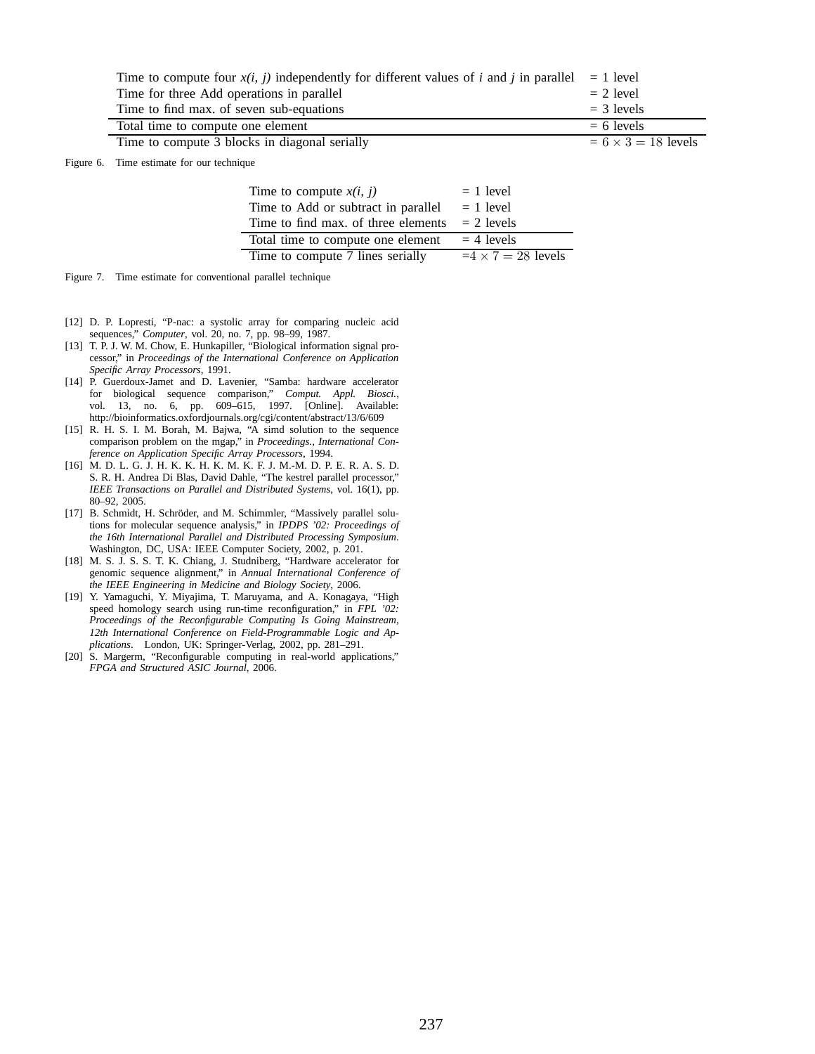| | |
|---|---|
| Time to compute four *x(i, j)* independently for different values of *i* and *j* in parallel | = 1 level |
| Time for three Add operations in parallel | = 2 level |
| Time to find max. of seven sub-equations | = 3 levels |
| Total time to compute one element | = 6 levels |
| Time to compute 3 blocks in diagonal serially | $= 6 \times 3 = 18$ levels |

Figure 6. Time estimate for our technique

| | |
|---|---|
| Time to compute *x(i, j)* | = 1 level |
| Time to Add or subtract in parallel | = 1 level |
| Time to find max. of three elements | = 2 levels |
| Total time to compute one element | = 4 levels |
| Time to compute 7 lines serially | $=4 \times 7 = 28$ levels |

Figure 7. Time estimate for conventional parallel technique

[12] D. P. Lopresti, "P-nac: a systolic array for comparing nucleic acid sequences," *Computer*, vol. 20, no. 7, pp. 98–99, 1987.

[13] T. P. J. W. M. Chow, E. Hunkapiller, "Biological information signal processor," in *Proceedings of the International Conference on Application Specific Array Processors*, 1991.

[14] P. Guerdoux-Jamet and D. Lavenier, "Samba: hardware accelerator for biological sequence comparison," *Comput. Appl. Biosci.*, vol. 13, no. 6, pp. 609–615, 1997. [Online]. Available: http://bioinformatics.oxfordjournals.org/cgi/content/abstract/13/6/609

[15] R. H. S. I. M. Borah, M. Bajwa, "A simd solution to the sequence comparison problem on the mgap," in *Proceedings., International Conference on Application Specific Array Processors*, 1994.

[16] M. D. L. G. J. H. K. K. H. K. M. K. F. J. M.-M. D. P. E. R. A. S. D. S. R. H. Andrea Di Blas, David Dahle, "The kestrel parallel processor," *IEEE Transactions on Parallel and Distributed Systems*, vol. 16(1), pp. 80–92, 2005.

[17] B. Schmidt, H. Schröder, and M. Schimmler, "Massively parallel solutions for molecular sequence analysis," in *IPDPS '02: Proceedings of the 16th International Parallel and Distributed Processing Symposium*. Washington, DC, USA: IEEE Computer Society, 2002, p. 201.

[18] M. S. J. S. S. T. K. Chiang, J. Studniberg, "Hardware accelerator for genomic sequence alignment," in *Annual International Conference of the IEEE Engineering in Medicine and Biology Society*, 2006.

[19] Y. Yamaguchi, Y. Miyajima, T. Maruyama, and A. Konagaya, "High speed homology search using run-time reconfiguration," in *FPL '02: Proceedings of the Reconfigurable Computing Is Going Mainstream, 12th International Conference on Field-Programmable Logic and Applications*. London, UK: Springer-Verlag, 2002, pp. 281–291.

[20] S. Margerm, "Reconfigurable computing in real-world applications," *FPGA and Structured ASIC Journal*, 2006.